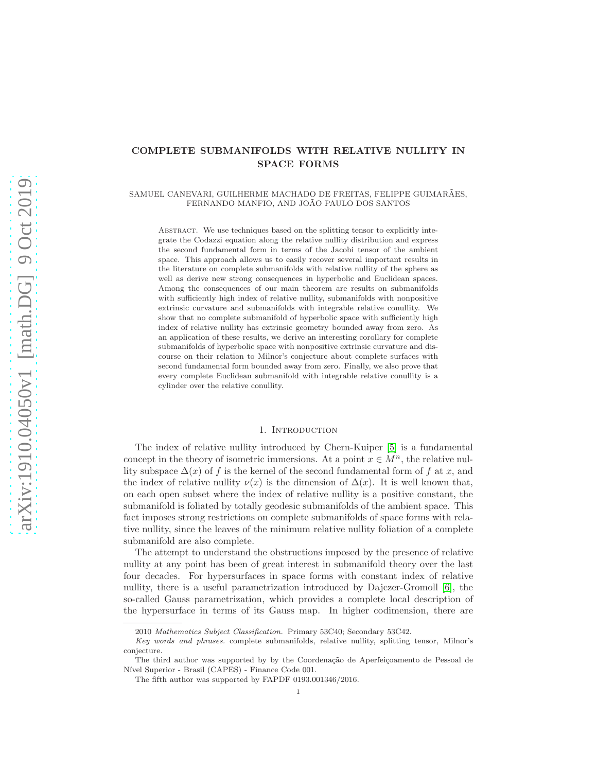# COMPLETE SUBMANIFOLDS WITH RELATIVE NULLITY IN SPACE FORMS

SAMUEL CANEVARI, GUILHERME MACHADO DE FREITAS, FELIPPE GUIMARÃES, FERNANDO MANFIO, AND JOÃO PAULO DOS SANTOS

Abstract. We use techniques based on the splitting tensor to explicitly integrate the Codazzi equation along the relative nullity distribution and express the second fundamental form in terms of the Jacobi tensor of the ambient space. This approach allows us to easily recover several important results in the literature on complete submanifolds with relative nullity of the sphere as well as derive new strong consequences in hyperbolic and Euclidean spaces. Among the consequences of our main theorem are results on submanifolds with sufficiently high index of relative nullity, submanifolds with nonpositive extrinsic curvature and submanifolds with integrable relative conullity. We show that no complete submanifold of hyperbolic space with sufficiently high index of relative nullity has extrinsic geometry bounded away from zero. As an application of these results, we derive an interesting corollary for complete submanifolds of hyperbolic space with nonpositive extrinsic curvature and discourse on their relation to Milnor's conjecture about complete surfaces with second fundamental form bounded away from zero. Finally, we also prove that every complete Euclidean submanifold with integrable relative conullity is a cylinder over the relative conullity.

## 1. Introduction

The index of relative nullity introduced by Chern-Kuiper [5] is a fundamental concept in the theory of isometric immersions. At a point $x \in M^n$, the relative nullity subspace $\Delta(x)$ of $f$ is the kernel of the second fundamental form of $f$ at $x$, and the index of relative nullity $\nu(x)$ is the dimension of $\Delta(x)$. It is well known that, on each open subset where the index of relative nullity is a positive constant, the submanifold is foliated by totally geodesic submanifolds of the ambient space. This fact imposes strong restrictions on complete submanifolds of space forms with relative nullity, since the leaves of the minimum relative nullity foliation of a complete submanifold are also complete.

The attempt to understand the obstructions imposed by the presence of relative nullity at any point has been of great interest in submanifold theory over the last four decades. For hypersurfaces in space forms with constant index of relative nullity, there is a useful parametrization introduced by Dajczer-Gromoll [6], the so-called Gauss parametrization, which provides a complete local description of the hypersurface in terms of its Gauss map. In higher codimension, there are

2010 *Mathematics Subject Classification.* Primary 53C40; Secondary 53C42.

*Key words and phrases.* complete submanifolds, relative nullity, splitting tensor, Milnor's conjecture.

The third author was supported by by the Coordenação de Aperfeiçoamento de Pessoal de Nível Superior - Brasil (CAPES) - Finance Code 001.

The fifth author was supported by FAPDF 0193.001346/2016.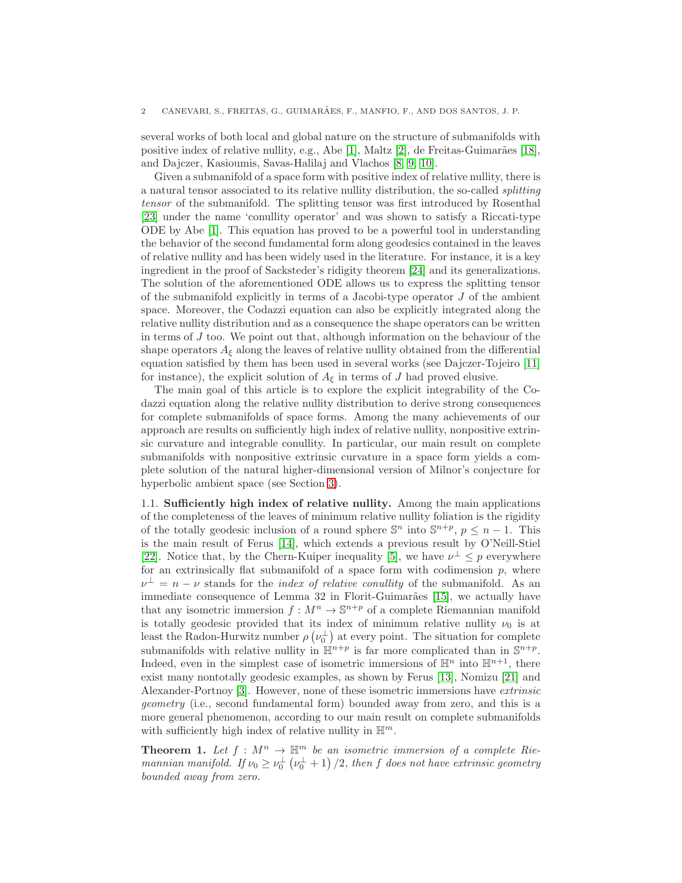several works of both local and global nature on the structure of submanifolds with positive index of relative nullity, e.g., Abe [1], Maltz [2], de Freitas-Guimarães [18], and Dajczer, Kasioumis, Savas-Halilaj and Vlachos [8, 9, 10].

Given a submanifold of a space form with positive index of relative nullity, there is a natural tensor associated to its relative nullity distribution, the so-called *splitting tensor* of the submanifold. The splitting tensor was first introduced by Rosenthal [23] under the name 'conullity operator' and was shown to satisfy a Riccati-type ODE by Abe [1]. This equation has proved to be a powerful tool in understanding the behavior of the second fundamental form along geodesics contained in the leaves of relative nullity and has been widely used in the literature. For instance, it is a key ingredient in the proof of Sacksteder's ridigity theorem [24] and its generalizations. The solution of the aforementioned ODE allows us to express the splitting tensor of the submanifold explicitly in terms of a Jacobi-type operator $J$ of the ambient space. Moreover, the Codazzi equation can also be explicitly integrated along the relative nullity distribution and as a consequence the shape operators can be written in terms of $J$ too. We point out that, although information on the behaviour of the shape operators $A_\xi$ along the leaves of relative nullity obtained from the differential equation satisfied by them has been used in several works (see Dajczer-Tojeiro [11] for instance), the explicit solution of $A_\xi$ in terms of $J$ had proved elusive.

The main goal of this article is to explore the explicit integrability of the Codazzi equation along the relative nullity distribution to derive strong consequences for complete submanifolds of space forms. Among the many achievements of our approach are results on sufficiently high index of relative nullity, nonpositive extrinsic curvature and integrable conullity. In particular, our main result on complete submanifolds with nonpositive extrinsic curvature in a space form yields a complete solution of the natural higher-dimensional version of Milnor's conjecture for hyperbolic ambient space (see Section 3).

1.1. **Sufficiently high index of relative nullity.** Among the main applications of the completeness of the leaves of minimum relative nullity foliation is the rigidity of the totally geodesic inclusion of a round sphere $\mathbb{S}^n$ into $\mathbb{S}^{n+p}$, $p \leq n-1$. This is the main result of Ferus [14], which extends a previous result by O'Neill-Stiel [22]. Notice that, by the Chern-Kuiper inequality [5], we have $\nu^\perp \leq p$ everywhere for an extrinsically flat submanifold of a space form with codimension $p$, where $\nu^\perp = n - \nu$ stands for the *index of relative conullity* of the submanifold. As an immediate consequence of Lemma 32 in Florit-Guimarães [15], we actually have that any isometric immersion $f : M^n \to \mathbb{S}^{n+p}$ of a complete Riemannian manifold is totally geodesic provided that its index of minimum relative nullity $\nu_0$ is at least the Radon-Hurwitz number $\rho\left(\nu_0^\perp\right)$ at every point. The situation for complete submanifolds with relative nullity in $\mathbb{H}^{n+p}$ is far more complicated than in $\mathbb{S}^{n+p}$. Indeed, even in the simplest case of isometric immersions of $\mathbb{H}^n$ into $\mathbb{H}^{n+1}$, there exist many nontotally geodesic examples, as shown by Ferus [13], Nomizu [21] and Alexander-Portnoy [3]. However, none of these isometric immersions have *extrinsic geometry* (i.e., second fundamental form) bounded away from zero, and this is a more general phenomenon, according to our main result on complete submanifolds with sufficiently high index of relative nullity in $\mathbb{H}^m$.

**Theorem 1.** *Let $f : M^n \to \mathbb{H}^m$ be an isometric immersion of a complete Riemannian manifold. If $\nu_0 \geq \nu_0^\perp\left(\nu_0^\perp + 1\right)/2$, then $f$ does not have extrinsic geometry bounded away from zero.*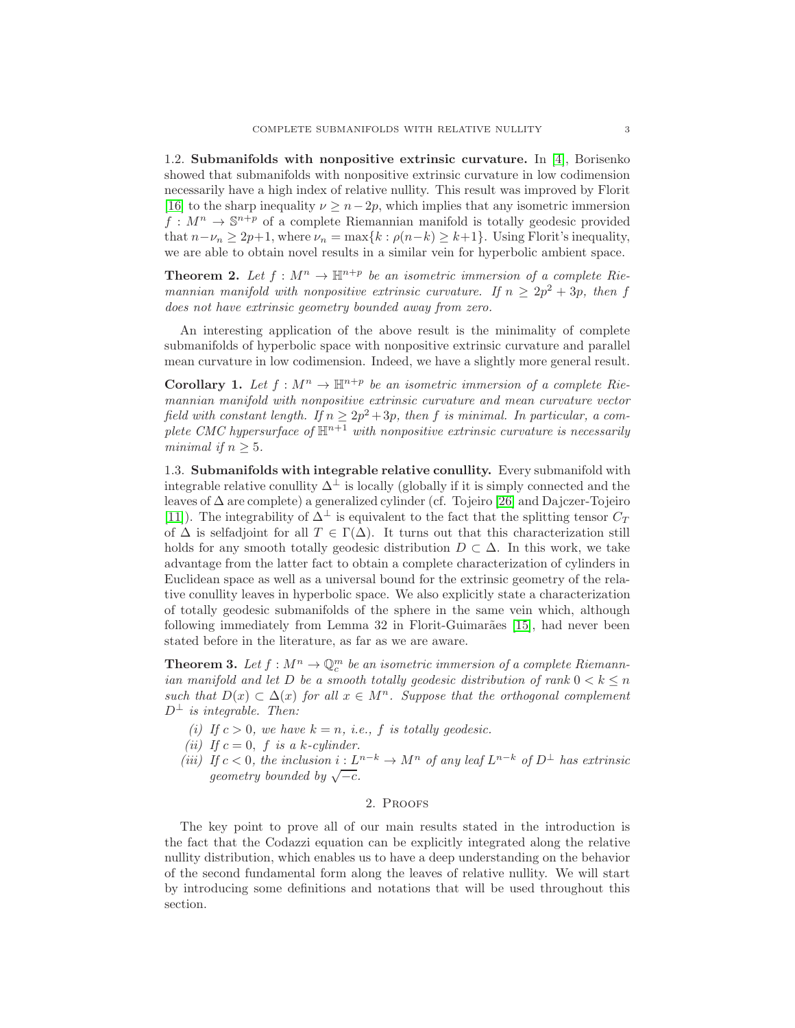1.2. **Submanifolds with nonpositive extrinsic curvature.** In [4], Borisenko showed that submanifolds with nonpositive extrinsic curvature in low codimension necessarily have a high index of relative nullity. This result was improved by Florit [16] to the sharp inequality $\nu \geq n-2p$, which implies that any isometric immersion $f : M^n \to \mathbb{S}^{n+p}$ of a complete Riemannian manifold is totally geodesic provided that $n-\nu_n \geq 2p+1$, where $\nu_n = \max\{k : \rho(n-k) \geq k+1\}$. Using Florit's inequality, we are able to obtain novel results in a similar vein for hyperbolic ambient space.

**Theorem 2.** *Let $f : M^n \to \mathbb{H}^{n+p}$ be an isometric immersion of a complete Riemannian manifold with nonpositive extrinsic curvature. If $n \geq 2p^2 + 3p$, then $f$ does not have extrinsic geometry bounded away from zero.*

An interesting application of the above result is the minimality of complete submanifolds of hyperbolic space with nonpositive extrinsic curvature and parallel mean curvature in low codimension. Indeed, we have a slightly more general result.

**Corollary 1.** *Let $f : M^n \to \mathbb{H}^{n+p}$ be an isometric immersion of a complete Riemannian manifold with nonpositive extrinsic curvature and mean curvature vector field with constant length. If $n \geq 2p^2+3p$, then $f$ is minimal. In particular, a complete CMC hypersurface of $\mathbb{H}^{n+1}$ with nonpositive extrinsic curvature is necessarily minimal if $n \geq 5$.*

1.3. **Submanifolds with integrable relative conullity.** Every submanifold with integrable relative conullity $\Delta^\perp$ is locally (globally if it is simply connected and the leaves of $\Delta$ are complete) a generalized cylinder (cf. Tojeiro [26] and Dajczer-Tojeiro [11]). The integrability of $\Delta^\perp$ is equivalent to the fact that the splitting tensor $C_T$ of $\Delta$ is selfadjoint for all $T \in \Gamma(\Delta)$. It turns out that this characterization still holds for any smooth totally geodesic distribution $D \subset \Delta$. In this work, we take advantage from the latter fact to obtain a complete characterization of cylinders in Euclidean space as well as a universal bound for the extrinsic geometry of the relative conullity leaves in hyperbolic space. We also explicitly state a characterization of totally geodesic submanifolds of the sphere in the same vein which, although following immediately from Lemma 32 in Florit-Guimarães [15], had never been stated before in the literature, as far as we are aware.

**Theorem 3.** *Let $f : M^n \to \mathbb{Q}_c^m$ be an isometric immersion of a complete Riemannian manifold and let $D$ be a smooth totally geodesic distribution of rank $0 < k \leq n$ such that $D(x) \subset \Delta(x)$ for all $x \in M^n$. Suppose that the orthogonal complement $D^\perp$ is integrable. Then:*

*(i) If $c > 0$, we have $k = n$, i.e., $f$ is totally geodesic.*
*(ii) If $c = 0$, $f$ is a $k$-cylinder.*
*(iii) If $c < 0$, the inclusion $i : L^{n-k} \to M^n$ of any leaf $L^{n-k}$ of $D^\perp$ has extrinsic geometry bounded by $\sqrt{-c}$.*

## 2. Proofs

The key point to prove all of our main results stated in the introduction is the fact that the Codazzi equation can be explicitly integrated along the relative nullity distribution, which enables us to have a deep understanding on the behavior of the second fundamental form along the leaves of relative nullity. We will start by introducing some definitions and notations that will be used throughout this section.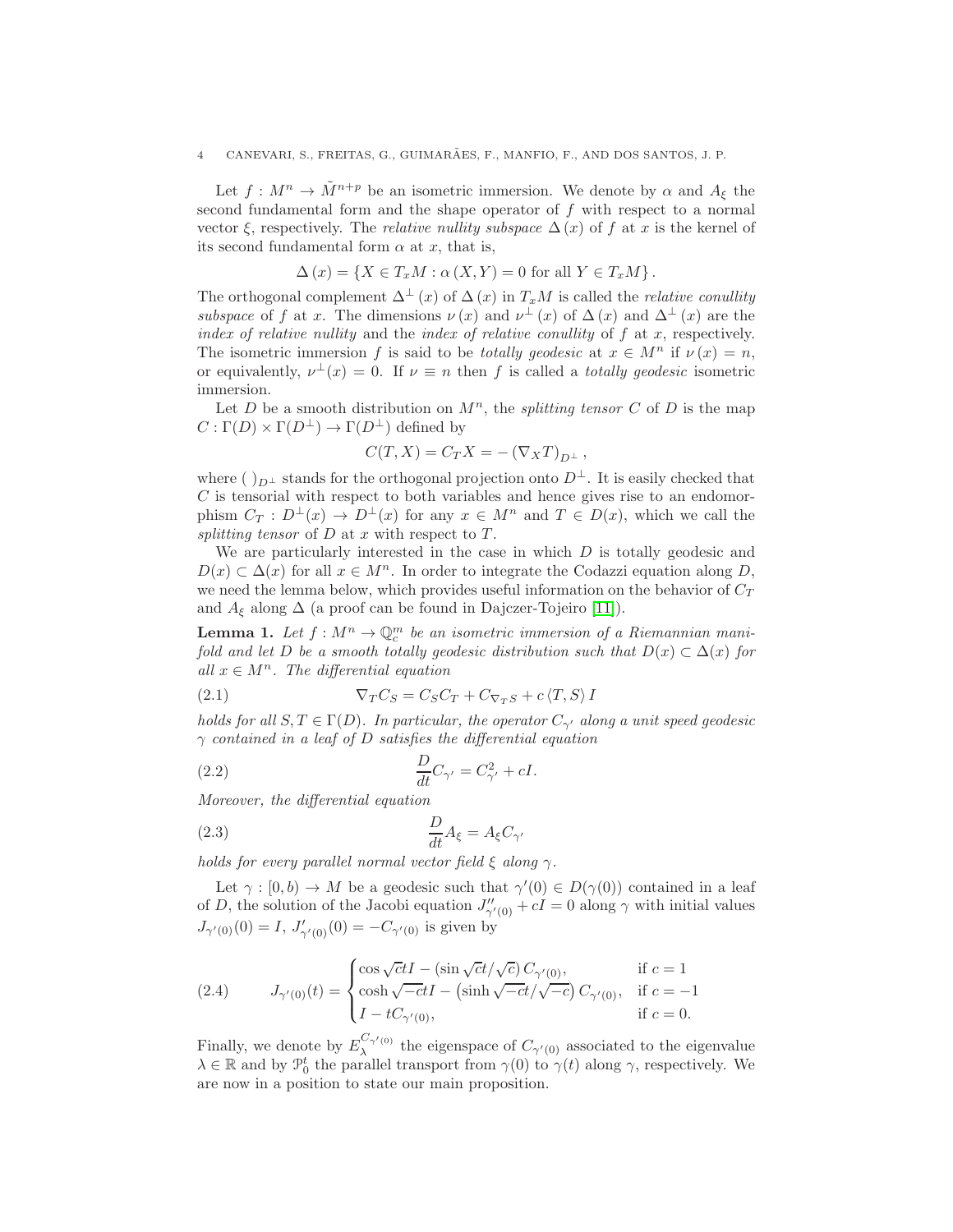Let $f : M^n \to \tilde{M}^{n+p}$ be an isometric immersion. We denote by $\alpha$ and $A_\xi$ the second fundamental form and the shape operator of $f$ with respect to a normal vector $\xi$, respectively. The *relative nullity subspace* $\Delta(x)$ of $f$ at $x$ is the kernel of its second fundamental form $\alpha$ at $x$, that is,

$$\Delta(x) = \{X \in T_xM : \alpha(X, Y) = 0 \text{ for all } Y \in T_xM\}.$$

The orthogonal complement $\Delta^\perp(x)$ of $\Delta(x)$ in $T_xM$ is called the *relative conullity subspace* of $f$ at $x$. The dimensions $\nu(x)$ and $\nu^\perp(x)$ of $\Delta(x)$ and $\Delta^\perp(x)$ are the *index of relative nullity* and the *index of relative conullity* of $f$ at $x$, respectively. The isometric immersion $f$ is said to be *totally geodesic* at $x \in M^n$ if $\nu(x) = n$, or equivalently, $\nu^\perp(x) = 0$. If $\nu \equiv n$ then $f$ is called a *totally geodesic* isometric immersion.

Let $D$ be a smooth distribution on $M^n$, the *splitting tensor* $C$ of $D$ is the map $C : \Gamma(D) \times \Gamma(D^\perp) \to \Gamma(D^\perp)$ defined by

$$C(T, X) = C_T X = -(\nabla_X T)_{D^\perp},$$

where $(\ )_{D^\perp}$ stands for the orthogonal projection onto $D^\perp$. It is easily checked that $C$ is tensorial with respect to both variables and hence gives rise to an endomorphism $C_T : D^\perp(x) \to D^\perp(x)$ for any $x \in M^n$ and $T \in D(x)$, which we call the *splitting tensor* of $D$ at $x$ with respect to $T$.

We are particularly interested in the case in which $D$ is totally geodesic and $D(x) \subset \Delta(x)$ for all $x \in M^n$. In order to integrate the Codazzi equation along $D$, we need the lemma below, which provides useful information on the behavior of $C_T$ and $A_\xi$ along $\Delta$ (a proof can be found in Dajczer-Tojeiro [11]).

**Lemma 1.** *Let $f : M^n \to \mathbb{Q}_c^m$ be an isometric immersion of a Riemannian manifold and let $D$ be a smooth totally geodesic distribution such that $D(x) \subset \Delta(x)$ for all $x \in M^n$. The differential equation*

$$\nabla_T C_S = C_S C_T + C_{\nabla_T S} + c\langle T, S\rangle I \tag{2.1}$$

*holds for all $S, T \in \Gamma(D)$. In particular, the operator $C_{\gamma'}$ along a unit speed geodesic $\gamma$ contained in a leaf of $D$ satisfies the differential equation*

$$\frac{D}{dt} C_{\gamma'} = C_{\gamma'}^2 + cI. \tag{2.2}$$

*Moreover, the differential equation*

$$\frac{D}{dt} A_\xi = A_\xi C_{\gamma'} \tag{2.3}$$

*holds for every parallel normal vector field $\xi$ along $\gamma$.*

Let $\gamma : [0, b) \to M$ be a geodesic such that $\gamma'(0) \in D(\gamma(0))$ contained in a leaf of $D$, the solution of the Jacobi equation $J''_{\gamma'(0)} + cI = 0$ along $\gamma$ with initial values $J_{\gamma'(0)}(0) = I$, $J'_{\gamma'(0)}(0) = -C_{\gamma'(0)}$ is given by

$$J_{\gamma'(0)}(t) = \begin{cases} \cos\sqrt{c}t I - (\sin\sqrt{c}t/\sqrt{c})\, C_{\gamma'(0)}, & \text{if } c = 1 \\ \cosh\sqrt{-c}t I - \left(\sinh\sqrt{-c}t/\sqrt{-c}\right) C_{\gamma'(0)}, & \text{if } c = -1 \\ I - tC_{\gamma'(0)}, & \text{if } c = 0. \end{cases} \tag{2.4}$$

Finally, we denote by $E_\lambda^{C_{\gamma'(0)}}$ the eigenspace of $C_{\gamma'(0)}$ associated to the eigenvalue $\lambda \in \mathbb{R}$ and by $\mathcal{P}_0^t$ the parallel transport from $\gamma(0)$ to $\gamma(t)$ along $\gamma$, respectively. We are now in a position to state our main proposition.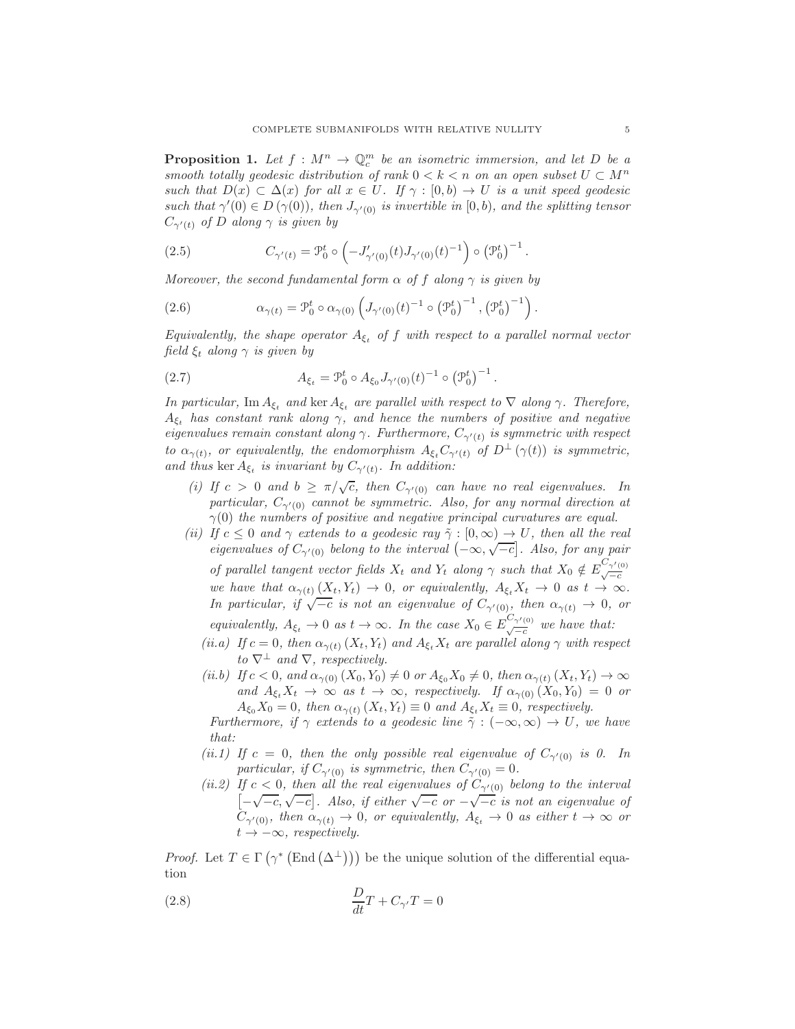**Proposition 1.** *Let $f : M^n \to \mathbb{Q}_c^m$ be an isometric immersion, and let $D$ be a smooth totally geodesic distribution of rank $0 < k < n$ on an open subset $U \subset M^n$ such that $D(x) \subset \Delta(x)$ for all $x \in U$. If $\gamma : [0, b) \to U$ is a unit speed geodesic such that $\gamma'(0) \in D(\gamma(0))$, then $J_{\gamma'(0)}$ is invertible in $[0, b)$, and the splitting tensor $C_{\gamma'(t)}$ of $D$ along $\gamma$ is given by*

$$C_{\gamma'(t)} = \mathcal{P}_0^t \circ \left( -J'_{\gamma'(0)}(t) J_{\gamma'(0)}(t)^{-1} \right) \circ \left( \mathcal{P}_0^t \right)^{-1}. \tag{2.5}$$

*Moreover, the second fundamental form $\alpha$ of $f$ along $\gamma$ is given by*

$$\alpha_{\gamma(t)} = \mathcal{P}_0^t \circ \alpha_{\gamma(0)} \left( J_{\gamma'(0)}(t)^{-1} \circ \left( \mathcal{P}_0^t \right)^{-1}, \left( \mathcal{P}_0^t \right)^{-1} \right). \tag{2.6}$$

*Equivalently, the shape operator $A_{\xi_t}$ of $f$ with respect to a parallel normal vector field $\xi_t$ along $\gamma$ is given by*

$$A_{\xi_t} = \mathcal{P}_0^t \circ A_{\xi_0} J_{\gamma'(0)}(t)^{-1} \circ \left( \mathcal{P}_0^t \right)^{-1}. \tag{2.7}$$

*In particular, $\operatorname{Im} A_{\xi_t}$ and $\ker A_{\xi_t}$ are parallel with respect to $\nabla$ along $\gamma$. Therefore, $A_{\xi_t}$ has constant rank along $\gamma$, and hence the numbers of positive and negative eigenvalues remain constant along $\gamma$. Furthermore, $C_{\gamma'(t)}$ is symmetric with respect to $\alpha_{\gamma(t)}$, or equivalently, the endomorphism $A_{\xi_t} C_{\gamma'(t)}$ of $D^\perp(\gamma(t))$ is symmetric, and thus $\ker A_{\xi_t}$ is invariant by $C_{\gamma'(t)}$. In addition:*

- *(i) If $c > 0$ and $b \geq \pi/\sqrt{c}$, then $C_{\gamma'(0)}$ can have no real eigenvalues. In particular, $C_{\gamma'(0)}$ cannot be symmetric. Also, for any normal direction at $\gamma(0)$ the numbers of positive and negative principal curvatures are equal.*
- *(ii) If $c \leq 0$ and $\gamma$ extends to a geodesic ray $\tilde{\gamma} : [0, \infty) \to U$, then all the real eigenvalues of $C_{\gamma'(0)}$ belong to the interval $\left(-\infty, \sqrt{-c}\right]$. Also, for any pair of parallel tangent vector fields $X_t$ and $Y_t$ along $\gamma$ such that $X_0 \notin E_{\sqrt{-c}}^{C_{\gamma'(0)}}$ we have that $\alpha_{\gamma(t)}(X_t, Y_t) \to 0$, or equivalently, $A_{\xi_t} X_t \to 0$ as $t \to \infty$. In particular, if $\sqrt{-c}$ is not an eigenvalue of $C_{\gamma'(0)}$, then $\alpha_{\gamma(t)} \to 0$, or equivalently, $A_{\xi_t} \to 0$ as $t \to \infty$. In the case $X_0 \in E_{\sqrt{-c}}^{C_{\gamma'(0)}}$ we have that:*
  - *(ii.a) If $c = 0$, then $\alpha_{\gamma(t)}(X_t, Y_t)$ and $A_{\xi_t} X_t$ are parallel along $\gamma$ with respect to $\nabla^\perp$ and $\nabla$, respectively.*
  - *(ii.b) If $c < 0$, and $\alpha_{\gamma(0)}(X_0, Y_0) \neq 0$ or $A_{\xi_0} X_0 \neq 0$, then $\alpha_{\gamma(t)}(X_t, Y_t) \to \infty$ and $A_{\xi_t} X_t \to \infty$ as $t \to \infty$, respectively. If $\alpha_{\gamma(0)}(X_0, Y_0) = 0$ or $A_{\xi_0} X_0 = 0$, then $\alpha_{\gamma(t)}(X_t, Y_t) \equiv 0$ and $A_{\xi_t} X_t \equiv 0$, respectively.*

  *Furthermore, if $\gamma$ extends to a geodesic line $\tilde{\gamma} : (-\infty, \infty) \to U$, we have that:*
  - *(ii.1) If $c = 0$, then the only possible real eigenvalue of $C_{\gamma'(0)}$ is 0. In particular, if $C_{\gamma'(0)}$ is symmetric, then $C_{\gamma'(0)} = 0$.*
  - *(ii.2) If $c < 0$, then all the real eigenvalues of $C_{\gamma'(0)}$ belong to the interval $\left[-\sqrt{-c}, \sqrt{-c}\right]$. Also, if either $\sqrt{-c}$ or $-\sqrt{-c}$ is not an eigenvalue of $C_{\gamma'(0)}$, then $\alpha_{\gamma(t)} \to 0$, or equivalently, $A_{\xi_t} \to 0$ as either $t \to \infty$ or $t \to -\infty$, respectively.*

*Proof.* Let $T \in \Gamma\left(\gamma^*\left(\operatorname{End}\left(\Delta^\perp\right)\right)\right)$ be the unique solution of the differential equation

$$\frac{D}{dt} T + C_{\gamma'} T = 0 \tag{2.8}$$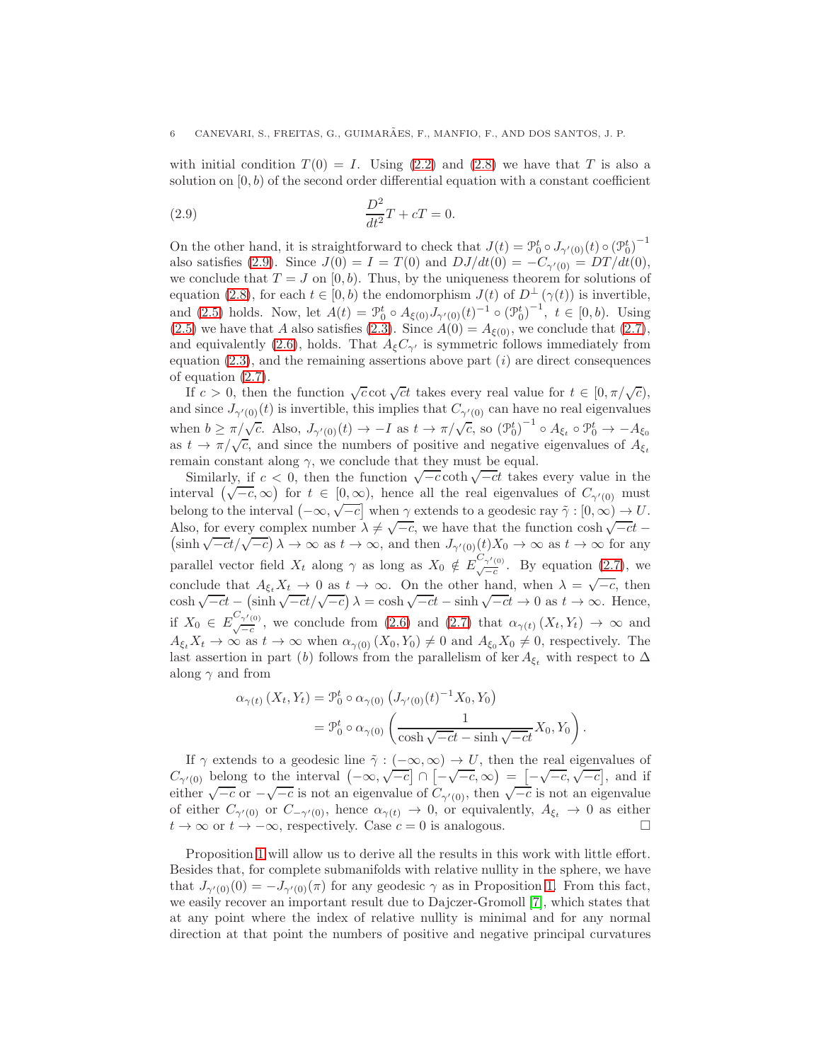with initial condition $T(0) = I$. Using (2.2) and (2.8) we have that $T$ is also a solution on $[0, b)$ of the second order differential equation with a constant coefficient

$$\frac{D^2}{dt^2}T + cT = 0. \tag{2.9}$$

On the other hand, it is straightforward to check that $J(t) = \mathcal{P}_0^t \circ J_{\gamma'(0)}(t) \circ \left(\mathcal{P}_0^t\right)^{-1}$ also satisfies (2.9). Since $J(0) = I = T(0)$ and $DJ/dt(0) = -C_{\gamma'(0)} = DT/dt(0)$, we conclude that $T = J$ on $[0, b)$. Thus, by the uniqueness theorem for solutions of equation (2.8), for each $t \in [0, b)$ the endomorphism $J(t)$ of $D^\perp(\gamma(t))$ is invertible, and (2.5) holds. Now, let $A(t) = \mathcal{P}_0^t \circ A_{\xi(0)} J_{\gamma'(0)}(t)^{-1} \circ \left(\mathcal{P}_0^t\right)^{-1}$, $t \in [0, b)$. Using (2.5) we have that $A$ also satisfies (2.3). Since $A(0) = A_{\xi(0)}$, we conclude that (2.7), and equivalently (2.6), holds. That $A_\xi C_{\gamma'}$ is symmetric follows immediately from equation (2.3), and the remaining assertions above part $(i)$ are direct consequences of equation (2.7).

If $c > 0$, then the function $\sqrt{c}\cot\sqrt{c}t$ takes every real value for $t \in [0, \pi/\sqrt{c})$, and since $J_{\gamma'(0)}(t)$ is invertible, this implies that $C_{\gamma'(0)}$ can have no real eigenvalues when $b \geq \pi/\sqrt{c}$. Also, $J_{\gamma'(0)}(t) \to -I$ as $t \to \pi/\sqrt{c}$, so $\left(\mathcal{P}_0^t\right)^{-1} \circ A_{\xi_t} \circ \mathcal{P}_0^t \to -A_{\xi_0}$ as $t \to \pi/\sqrt{c}$, and since the numbers of positive and negative eigenvalues of $A_{\xi_t}$ remain constant along $\gamma$, we conclude that they must be equal.

Similarly, if $c < 0$, then the function $\sqrt{-c}\coth\sqrt{-c}t$ takes every value in the interval $\left(\sqrt{-c}, \infty\right)$ for $t \in [0, \infty)$, hence all the real eigenvalues of $C_{\gamma'(0)}$ must belong to the interval $\left(-\infty, \sqrt{-c}\right]$ when $\gamma$ extends to a geodesic ray $\tilde{\gamma} : [0, \infty) \to U$. Also, for every complex number $\lambda \neq \sqrt{-c}$, we have that the function $\cosh\sqrt{-c}t - \left(\sinh\sqrt{-c}t/\sqrt{-c}\right)\lambda \to \infty$ as $t \to \infty$, and then $J_{\gamma'(0)}(t)X_0 \to \infty$ as $t \to \infty$ for any parallel vector field $X_t$ along $\gamma$ as long as $X_0 \notin E^{C_{\gamma'(0)}}_{\sqrt{-c}}$. By equation (2.7), we conclude that $A_{\xi_t}X_t \to 0$ as $t \to \infty$. On the other hand, when $\lambda = \sqrt{-c}$, then $\cosh\sqrt{-c}t - \left(\sinh\sqrt{-c}t/\sqrt{-c}\right)\lambda = \cosh\sqrt{-c}t - \sinh\sqrt{-c}t \to 0$ as $t \to \infty$. Hence, if $X_0 \in E^{C_{\gamma'(0)}}_{\sqrt{-c}}$, we conclude from (2.6) and (2.7) that $\alpha_{\gamma(t)}\left(X_t, Y_t\right) \to \infty$ and $A_{\xi_t}X_t \to \infty$ as $t \to \infty$ when $\alpha_{\gamma(0)}\left(X_0, Y_0\right) \neq 0$ and $A_{\xi_0}X_0 \neq 0$, respectively. The last assertion in part $(b)$ follows from the parallelism of $\ker A_{\xi_t}$ with respect to $\Delta$ along $\gamma$ and from

$$\begin{aligned}
\alpha_{\gamma(t)}\left(X_t, Y_t\right) &= \mathcal{P}_0^t \circ \alpha_{\gamma(0)}\left(J_{\gamma'(0)}(t)^{-1}X_0, Y_0\right) \\
&= \mathcal{P}_0^t \circ \alpha_{\gamma(0)}\left(\frac{1}{\cosh\sqrt{-c}t - \sinh\sqrt{-c}t}X_0, Y_0\right).
\end{aligned}$$

If $\gamma$ extends to a geodesic line $\tilde{\gamma} : (-\infty, \infty) \to U$, then the real eigenvalues of $C_{\gamma'(0)}$ belong to the interval $\left(-\infty, \sqrt{-c}\right] \cap \left[-\sqrt{-c}, \infty\right) = \left[-\sqrt{-c}, \sqrt{-c}\right]$, and if either $\sqrt{-c}$ or $-\sqrt{-c}$ is not an eigenvalue of $C_{\gamma'(0)}$, then $\sqrt{-c}$ is not an eigenvalue of either $C_{\gamma'(0)}$ or $C_{-\gamma'(0)}$, hence $\alpha_{\gamma(t)} \to 0$, or equivalently, $A_{\xi_t} \to 0$ as either $t \to \infty$ or $t \to -\infty$, respectively. Case $c = 0$ is analogous. $\square$

Proposition 1 will allow us to derive all the results in this work with little effort. Besides that, for complete submanifolds with relative nullity in the sphere, we have that $J_{\gamma'(0)}(0) = -J_{\gamma'(0)}(\pi)$ for any geodesic $\gamma$ as in Proposition 1. From this fact, we easily recover an important result due to Dajczer-Gromoll [7], which states that at any point where the index of relative nullity is minimal and for any normal direction at that point the numbers of positive and negative principal curvatures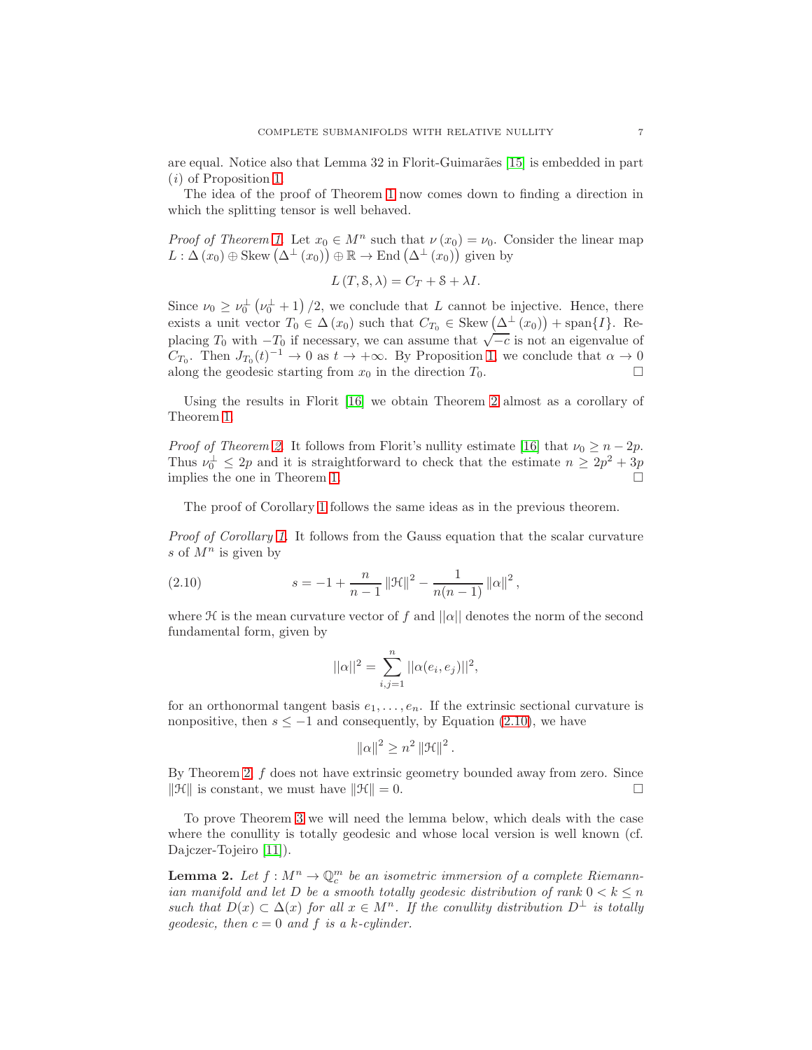are equal. Notice also that Lemma 32 in Florit-Guimarães [15] is embedded in part $(i)$ of Proposition 1.

The idea of the proof of Theorem 1 now comes down to finding a direction in which the splitting tensor is well behaved.

*Proof of Theorem 1.* Let $x_0 \in M^n$ such that $\nu(x_0) = \nu_0$. Consider the linear map $L : \Delta(x_0) \oplus \operatorname{Skew}(\Delta^\perp(x_0)) \oplus \mathbb{R} \to \operatorname{End}(\Delta^\perp(x_0))$ given by

$$L(T, \mathcal{S}, \lambda) = C_T + \mathcal{S} + \lambda I.$$

Since $\nu_0 \geq \nu_0^\perp(\nu_0^\perp + 1)/2$, we conclude that $L$ cannot be injective. Hence, there exists a unit vector $T_0 \in \Delta(x_0)$ such that $C_{T_0} \in \operatorname{Skew}(\Delta^\perp(x_0)) + \operatorname{span}\{I\}$. Replacing $T_0$ with $-T_0$ if necessary, we can assume that $\sqrt{-c}$ is not an eigenvalue of $C_{T_0}$. Then $J_{T_0}(t)^{-1} \to 0$ as $t \to +\infty$. By Proposition 1, we conclude that $\alpha \to 0$ along the geodesic starting from $x_0$ in the direction $T_0$. □

Using the results in Florit [16] we obtain Theorem 2 almost as a corollary of Theorem 1.

*Proof of Theorem 2.* It follows from Florit's nullity estimate [16] that $\nu_0 \geq n - 2p$. Thus $\nu_0^\perp \leq 2p$ and it is straightforward to check that the estimate $n \geq 2p^2 + 3p$ implies the one in Theorem 1. □

The proof of Corollary 1 follows the same ideas as in the previous theorem.

*Proof of Corollary 1.* It follows from the Gauss equation that the scalar curvature $s$ of $M^n$ is given by

$$s = -1 + \frac{n}{n-1}\|\mathcal{H}\|^2 - \frac{1}{n(n-1)}\|\alpha\|^2, \tag{2.10}$$

where $\mathcal{H}$ is the mean curvature vector of $f$ and $||\alpha||$ denotes the norm of the second fundamental form, given by

$$||\alpha||^2 = \sum_{i,j=1}^{n} ||\alpha(e_i, e_j)||^2,$$

for an orthonormal tangent basis $e_1, \ldots, e_n$. If the extrinsic sectional curvature is nonpositive, then $s \leq -1$ and consequently, by Equation (2.10), we have

$$\|\alpha\|^2 \geq n^2 \|\mathcal{H}\|^2.$$

By Theorem 2, $f$ does not have extrinsic geometry bounded away from zero. Since $\|\mathcal{H}\|$ is constant, we must have $\|\mathcal{H}\| = 0$. □

To prove Theorem 3 we will need the lemma below, which deals with the case where the conullity is totally geodesic and whose local version is well known (cf. Dajczer-Tojeiro [11]).

**Lemma 2.** *Let $f : M^n \to \mathbb{Q}_c^m$ be an isometric immersion of a complete Riemannian manifold and let $D$ be a smooth totally geodesic distribution of rank $0 < k \leq n$ such that $D(x) \subset \Delta(x)$ for all $x \in M^n$. If the conullity distribution $D^\perp$ is totally geodesic, then $c = 0$ and $f$ is a $k$-cylinder.*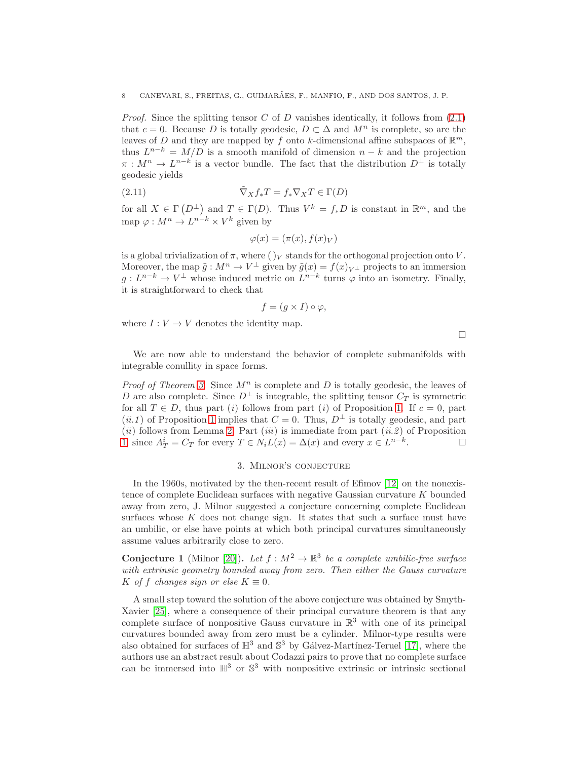*Proof.* Since the splitting tensor $C$ of $D$ vanishes identically, it follows from (2.1) that $c = 0$. Because $D$ is totally geodesic, $D \subset \Delta$ and $M^n$ is complete, so are the leaves of $D$ and they are mapped by $f$ onto $k$-dimensional affine subspaces of $\mathbb{R}^m$, thus $L^{n-k} = M/D$ is a smooth manifold of dimension $n-k$ and the projection $\pi : M^n \to L^{n-k}$ is a vector bundle. The fact that the distribution $D^\perp$ is totally geodesic yields

$$\tilde{\nabla}_X f_* T = f_* \nabla_X T \in \Gamma(D) \tag{2.11}$$

for all $X \in \Gamma\left(D^\perp\right)$ and $T \in \Gamma(D)$. Thus $V^k = f_* D$ is constant in $\mathbb{R}^m$, and the map $\varphi : M^n \to L^{n-k} \times V^k$ given by

$$\varphi(x) = (\pi(x), f(x)_V)$$

is a global trivialization of $\pi$, where $(\,)_V$ stands for the orthogonal projection onto $V$. Moreover, the map $\tilde{g} : M^n \to V^\perp$ given by $\tilde{g}(x) = f(x)_{V^\perp}$ projects to an immersion $g : L^{n-k} \to V^\perp$ whose induced metric on $L^{n-k}$ turns $\varphi$ into an isometry. Finally, it is straightforward to check that

$$f = (g \times I) \circ \varphi,$$

where $I : V \to V$ denotes the identity map.

□

We are now able to understand the behavior of complete submanifolds with integrable conullity in space forms.

*Proof of Theorem 3.* Since $M^n$ is complete and $D$ is totally geodesic, the leaves of $D$ are also complete. Since $D^\perp$ is integrable, the splitting tensor $C_T$ is symmetric for all $T \in D$, thus part $(i)$ follows from part $(i)$ of Proposition 1. If $c = 0$, part $(ii.1)$ of Proposition 1 implies that $C = 0$. Thus, $D^\perp$ is totally geodesic, and part $(ii)$ follows from Lemma 2. Part $(iii)$ is immediate from part $(ii.2)$ of Proposition 1, since $A^i_T = C_T$ for every $T \in N_i L(x) = \Delta(x)$ and every $x \in L^{n-k}$. □

## 3. Milnor's conjecture

In the 1960s, motivated by the then-recent result of Efimov [12] on the nonexistence of complete Euclidean surfaces with negative Gaussian curvature $K$ bounded away from zero, J. Milnor suggested a conjecture concerning complete Euclidean surfaces whose $K$ does not change sign. It states that such a surface must have an umbilic, or else have points at which both principal curvatures simultaneously assume values arbitrarily close to zero.

**Conjecture 1** (Milnor [20])**.** *Let $f : M^2 \to \mathbb{R}^3$ be a complete umbilic-free surface with extrinsic geometry bounded away from zero. Then either the Gauss curvature $K$ of $f$ changes sign or else $K \equiv 0$.*

A small step toward the solution of the above conjecture was obtained by Smyth-Xavier [25], where a consequence of their principal curvature theorem is that any complete surface of nonpositive Gauss curvature in $\mathbb{R}^3$ with one of its principal curvatures bounded away from zero must be a cylinder. Milnor-type results were also obtained for surfaces of $\mathbb{H}^3$ and $\mathbb{S}^3$ by Gálvez-Martínez-Teruel [17], where the authors use an abstract result about Codazzi pairs to prove that no complete surface can be immersed into $\mathbb{H}^3$ or $\mathbb{S}^3$ with nonpositive extrinsic or intrinsic sectional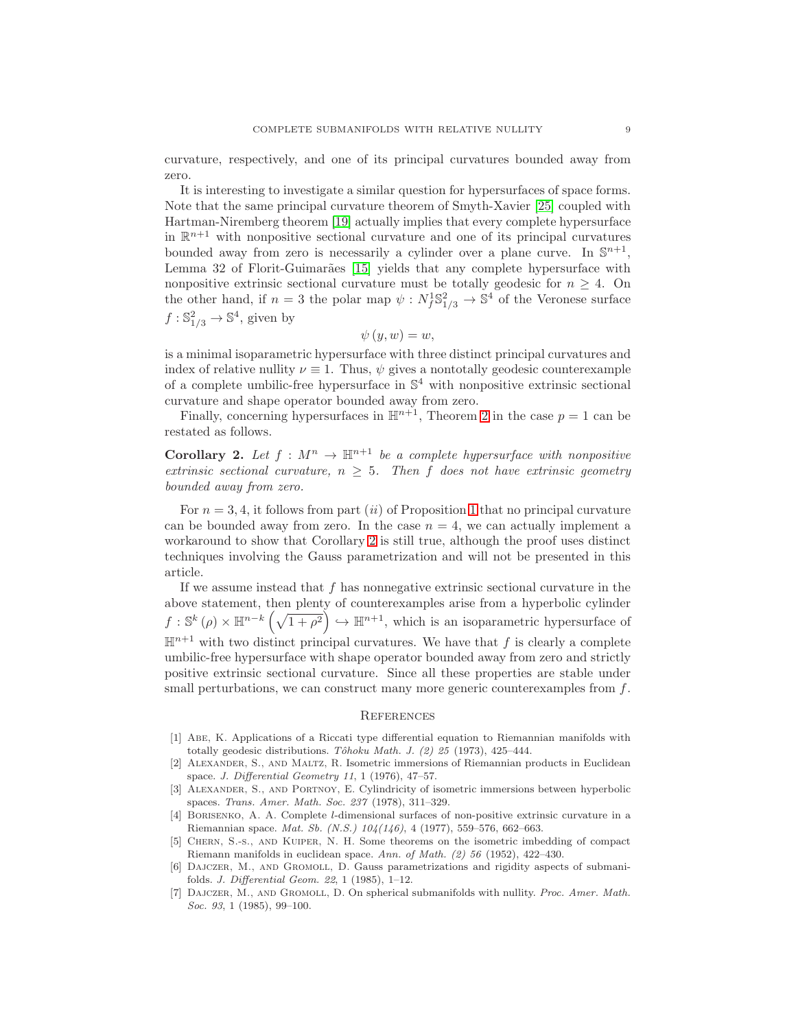curvature, respectively, and one of its principal curvatures bounded away from zero.

It is interesting to investigate a similar question for hypersurfaces of space forms. Note that the same principal curvature theorem of Smyth-Xavier [25] coupled with Hartman-Niremberg theorem [19] actually implies that every complete hypersurface in $\mathbb{R}^{n+1}$ with nonpositive sectional curvature and one of its principal curvatures bounded away from zero is necessarily a cylinder over a plane curve. In $\mathbb{S}^{n+1}$, Lemma 32 of Florit-Guimarães [15] yields that any complete hypersurface with nonpositive extrinsic sectional curvature must be totally geodesic for $n \geq 4$. On the other hand, if $n = 3$ the polar map $\psi : N_f^1\mathbb{S}^2_{1/3} \to \mathbb{S}^4$ of the Veronese surface $f : \mathbb{S}^2_{1/3} \to \mathbb{S}^4$, given by

$$\psi(y, w) = w,$$

is a minimal isoparametric hypersurface with three distinct principal curvatures and index of relative nullity $\nu \equiv 1$. Thus, $\psi$ gives a nontotally geodesic counterexample of a complete umbilic-free hypersurface in $\mathbb{S}^4$ with nonpositive extrinsic sectional curvature and shape operator bounded away from zero.

Finally, concerning hypersurfaces in $\mathbb{H}^{n+1}$, Theorem 2 in the case $p = 1$ can be restated as follows.

**Corollary 2.** *Let $f : M^n \to \mathbb{H}^{n+1}$ be a complete hypersurface with nonpositive extrinsic sectional curvature, $n \geq 5$. Then $f$ does not have extrinsic geometry bounded away from zero.*

For $n = 3, 4$, it follows from part $(ii)$ of Proposition 1 that no principal curvature can be bounded away from zero. In the case $n = 4$, we can actually implement a workaround to show that Corollary 2 is still true, although the proof uses distinct techniques involving the Gauss parametrization and will not be presented in this article.

If we assume instead that $f$ has nonnegative extrinsic sectional curvature in the above statement, then plenty of counterexamples arise from a hyperbolic cylinder $f : \mathbb{S}^k(\rho) \times \mathbb{H}^{n-k}\left(\sqrt{1+\rho^2}\right) \hookrightarrow \mathbb{H}^{n+1}$, which is an isoparametric hypersurface of $\mathbb{H}^{n+1}$ with two distinct principal curvatures. We have that $f$ is clearly a complete umbilic-free hypersurface with shape operator bounded away from zero and strictly positive extrinsic sectional curvature. Since all these properties are stable under small perturbations, we can construct many more generic counterexamples from $f$.

## References

[1] Abe, K. Applications of a Riccati type differential equation to Riemannian manifolds with totally geodesic distributions. *Tôhoku Math. J. (2) 25* (1973), 425–444.

[2] Alexander, S., and Maltz, R. Isometric immersions of Riemannian products in Euclidean space. *J. Differential Geometry 11*, 1 (1976), 47–57.

[3] Alexander, S., and Portnoy, E. Cylindricity of isometric immersions between hyperbolic spaces. *Trans. Amer. Math. Soc. 237* (1978), 311–329.

[4] Borisenko, A. A. Complete $l$-dimensional surfaces of non-positive extrinsic curvature in a Riemannian space. *Mat. Sb. (N.S.) 104(146)*, 4 (1977), 559–576, 662–663.

[5] Chern, S.-s., and Kuiper, N. H. Some theorems on the isometric imbedding of compact Riemann manifolds in euclidean space. *Ann. of Math. (2) 56* (1952), 422–430.

[6] Dajczer, M., and Gromoll, D. Gauss parametrizations and rigidity aspects of submanifolds. *J. Differential Geom. 22*, 1 (1985), 1–12.

[7] Dajczer, M., and Gromoll, D. On spherical submanifolds with nullity. *Proc. Amer. Math. Soc. 93*, 1 (1985), 99–100.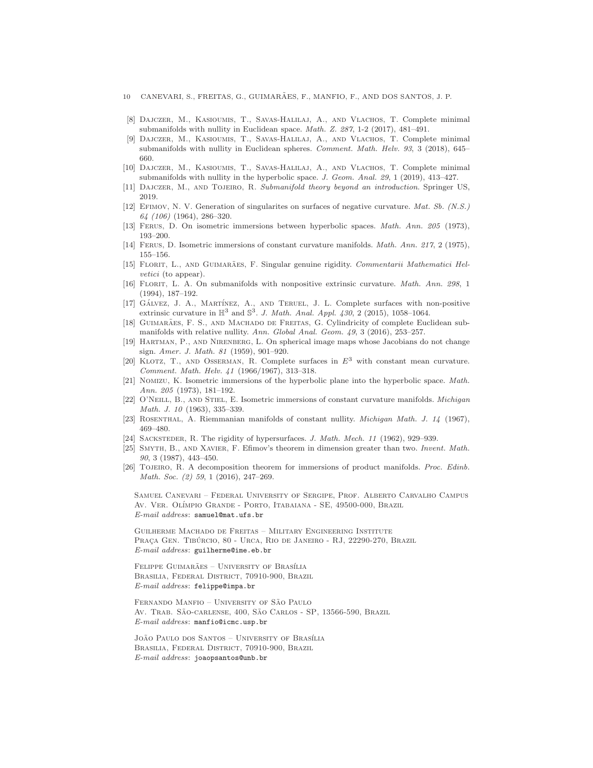[8] Dajczer, M., Kasioumis, T., Savas-Halilaj, A., and Vlachos, T. Complete minimal submanifolds with nullity in Euclidean space. *Math. Z. 287*, 1-2 (2017), 481–491.

[9] Dajczer, M., Kasioumis, T., Savas-Halilaj, A., and Vlachos, T. Complete minimal submanifolds with nullity in Euclidean spheres. *Comment. Math. Helv. 93*, 3 (2018), 645–660.

[10] Dajczer, M., Kasioumis, T., Savas-Halilaj, A., and Vlachos, T. Complete minimal submanifolds with nullity in the hyperbolic space. *J. Geom. Anal. 29*, 1 (2019), 413–427.

[11] Dajczer, M., and Tojeiro, R. *Submanifold theory beyond an introduction*. Springer US, 2019.

[12] Efimov, N. V. Generation of singularites on surfaces of negative curvature. *Mat. Sb. (N.S.) 64 (106)* (1964), 286–320.

[13] Ferus, D. On isometric immersions between hyperbolic spaces. *Math. Ann. 205* (1973), 193–200.

[14] Ferus, D. Isometric immersions of constant curvature manifolds. *Math. Ann. 217*, 2 (1975), 155–156.

[15] Florit, L., and Guimarães, F. Singular genuine rigidity. *Commentarii Mathematici Helvetici* (to appear).

[16] Florit, L. A. On submanifolds with nonpositive extrinsic curvature. *Math. Ann. 298*, 1 (1994), 187–192.

[17] Gálvez, J. A., Martínez, A., and Teruel, J. L. Complete surfaces with non-positive extrinsic curvature in $\mathbb{H}^3$ and $\mathbb{S}^3$. *J. Math. Anal. Appl. 430*, 2 (2015), 1058–1064.

[18] Guimarães, F. S., and Machado de Freitas, G. Cylindricity of complete Euclidean submanifolds with relative nullity. *Ann. Global Anal. Geom. 49*, 3 (2016), 253–257.

[19] Hartman, P., and Nirenberg, L. On spherical image maps whose Jacobians do not change sign. *Amer. J. Math. 81* (1959), 901–920.

[20] Klotz, T., and Osserman, R. Complete surfaces in $E^3$ with constant mean curvature. *Comment. Math. Helv. 41* (1966/1967), 313–318.

[21] Nomizu, K. Isometric immersions of the hyperbolic plane into the hyperbolic space. *Math. Ann. 205* (1973), 181–192.

[22] O'Neill, B., and Stiel, E. Isometric immersions of constant curvature manifolds. *Michigan Math. J. 10* (1963), 335–339.

[23] Rosenthal, A. Riemmanian manifolds of constant nullity. *Michigan Math. J. 14* (1967), 469–480.

[24] Sacksteder, R. The rigidity of hypersurfaces. *J. Math. Mech. 11* (1962), 929–939.

[25] Smyth, B., and Xavier, F. Efimov's theorem in dimension greater than two. *Invent. Math. 90*, 3 (1987), 443–450.

[26] Tojeiro, R. A decomposition theorem for immersions of product manifolds. *Proc. Edinb. Math. Soc. (2) 59*, 1 (2016), 247–269.

Samuel Canevari – Federal University of Sergipe, Prof. Alberto Carvalho Campus
Av. Ver. Olímpio Grande - Porto, Itabaiana - SE, 49500-000, Brazil
*E-mail address*: samuel@mat.ufs.br

Guilherme Machado de Freitas – Military Engineering Institute
Praça Gen. Tibúrcio, 80 - Urca, Rio de Janeiro - RJ, 22290-270, Brazil
*E-mail address*: guilherme@ime.eb.br

Felippe Guimarães – University of Brasília
Brasilia, Federal District, 70910-900, Brazil
*E-mail address*: felippe@impa.br

Fernando Manfio – University of São Paulo
Av. Trab. São-carlense, 400, São Carlos - SP, 13566-590, Brazil
*E-mail address*: manfio@icmc.usp.br

João Paulo dos Santos – University of Brasília
Brasilia, Federal District, 70910-900, Brazil
*E-mail address*: joaopsantos@unb.br